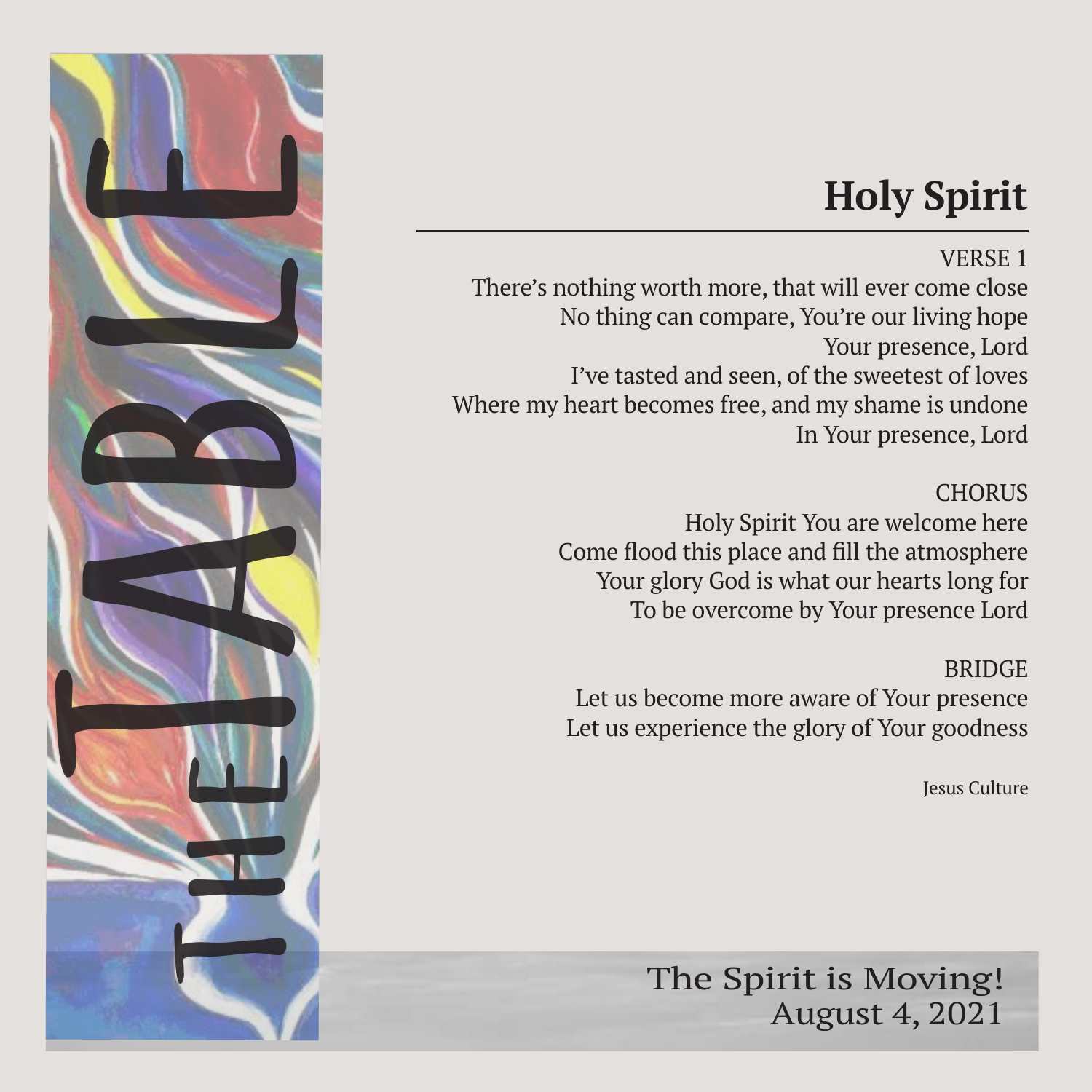THE TABLE

# Holy Spirit

VERSE 1

There's nothing worth more, that will ever come close
No thing can compare, You're our living hope
Your presence, Lord
I've tasted and seen, of the sweetest of loves
Where my heart becomes free, and my shame is undone
In Your presence, Lord

CHORUS

Holy Spirit You are welcome here
Come flood this place and fill the atmosphere
Your glory God is what our hearts long for
To be overcome by Your presence Lord

BRIDGE

Let us become more aware of Your presence
Let us experience the glory of Your goodness

Jesus Culture

The Spirit is Moving!
August 4, 2021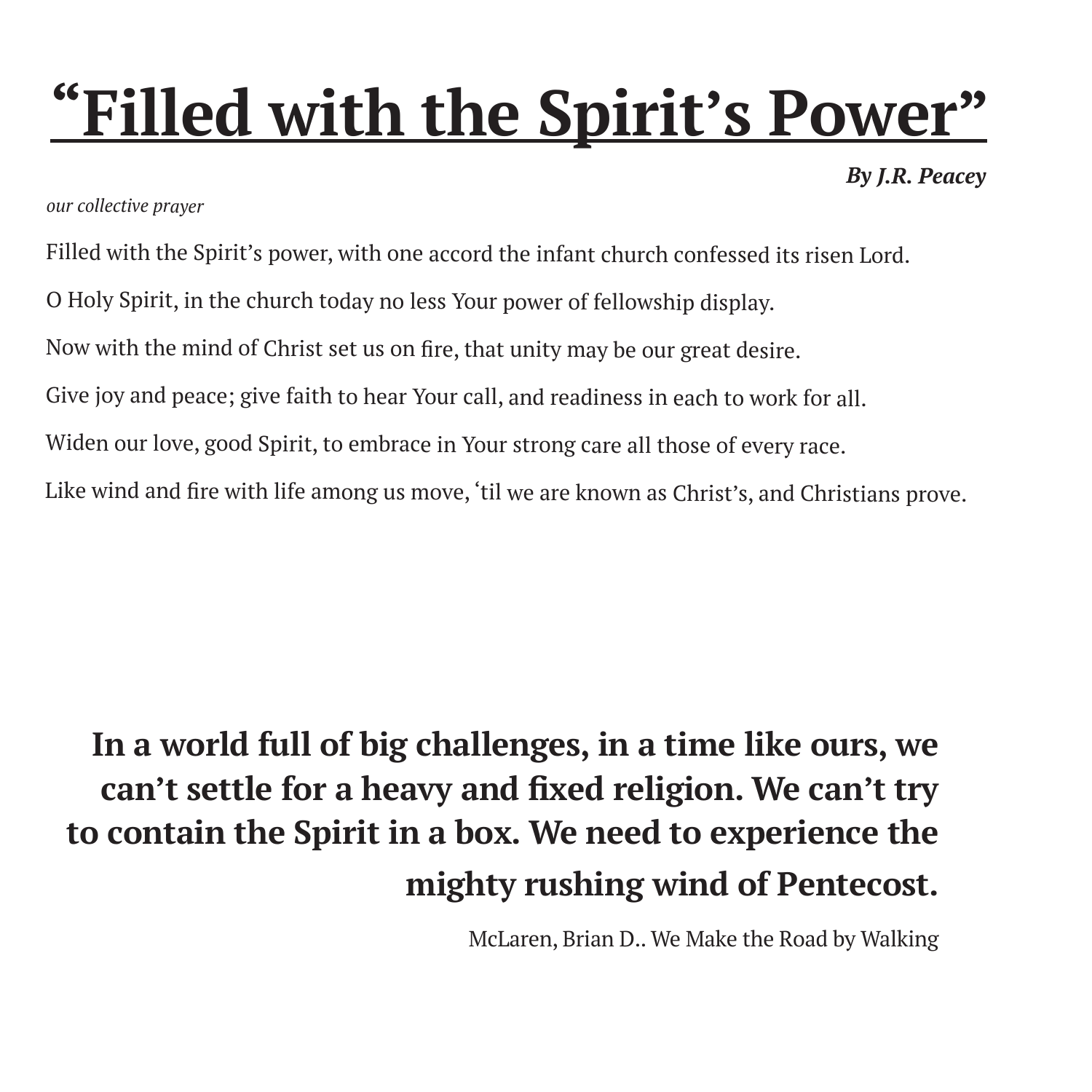# "Filled with the Spirit's Power"

***By J.R. Peacey***

*our collective prayer*

Filled with the Spirit's power, with one accord the infant church confessed its risen Lord.

O Holy Spirit, in the church today no less Your power of fellowship display.

Now with the mind of Christ set us on fire, that unity may be our great desire.

Give joy and peace; give faith to hear Your call, and readiness in each to work for all.

Widen our love, good Spirit, to embrace in Your strong care all those of every race.

Like wind and fire with life among us move, 'til we are known as Christ's, and Christians prove.

**In a world full of big challenges, in a time like ours, we can't settle for a heavy and fixed religion. We can't try to contain the Spirit in a box. We need to experience the mighty rushing wind of Pentecost.**

McLaren, Brian D.. We Make the Road by Walking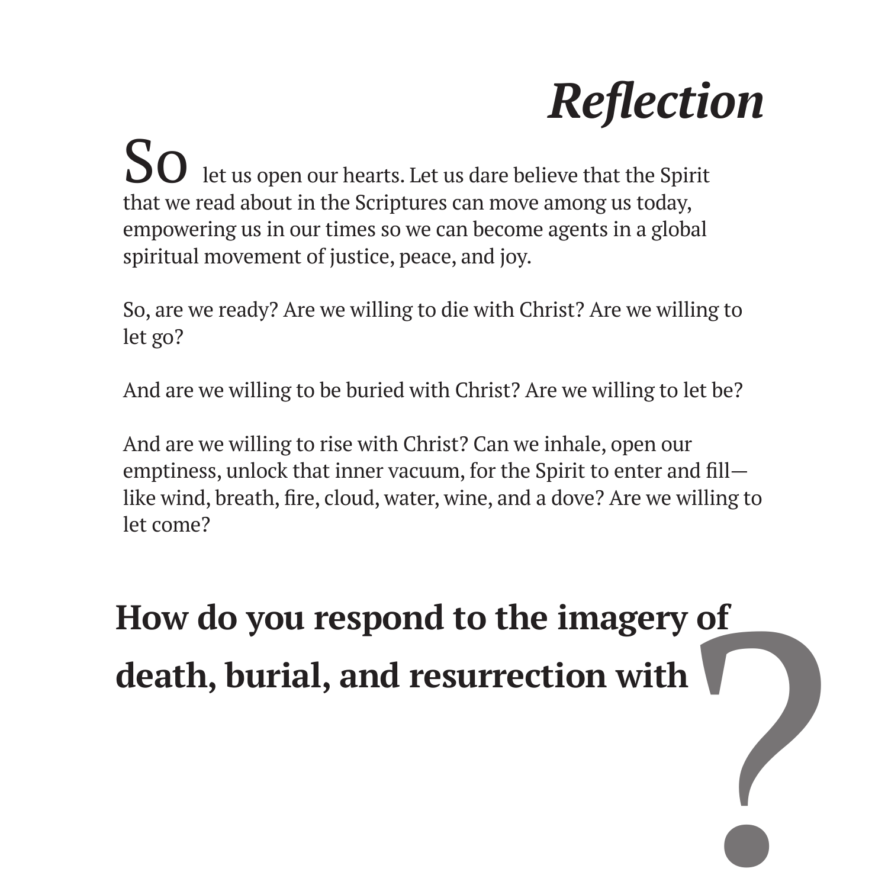# *Reflection*

So let us open our hearts. Let us dare believe that the Spirit that we read about in the Scriptures can move among us today, empowering us in our times so we can become agents in a global spiritual movement of justice, peace, and joy.

So, are we ready? Are we willing to die with Christ? Are we willing to let go?

And are we willing to be buried with Christ? Are we willing to let be?

And are we willing to rise with Christ? Can we inhale, open our emptiness, unlock that inner vacuum, for the Spirit to enter and fill—like wind, breath, fire, cloud, water, wine, and a dove? Are we willing to let come?

**How do you respond to the imagery of death, burial, and resurrection with**

?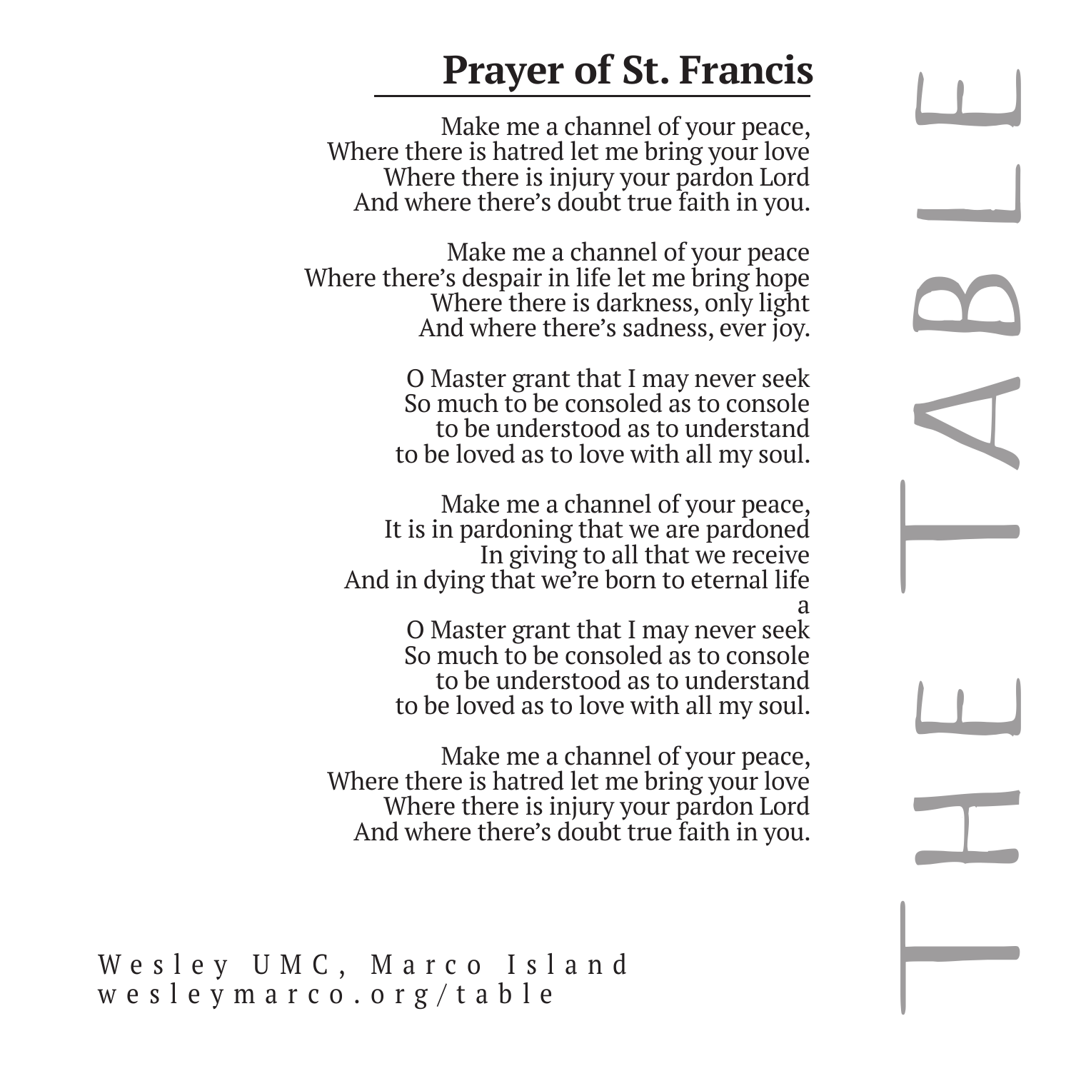## Prayer of St. Francis

Make me a channel of your peace,
Where there is hatred let me bring your love
Where there is injury your pardon Lord
And where there's doubt true faith in you.

Make me a channel of your peace
Where there's despair in life let me bring hope
Where there is darkness, only light
And where there's sadness, ever joy.

O Master grant that I may never seek
So much to be consoled as to console
to be understood as to understand
to be loved as to love with all my soul.

Make me a channel of your peace,
It is in pardoning that we are pardoned
In giving to all that we receive
And in dying that we're born to eternal life
a

O Master grant that I may never seek
So much to be consoled as to console
to be understood as to understand
to be loved as to love with all my soul.

Make me a channel of your peace,
Where there is hatred let me bring your love
Where there is injury your pardon Lord
And where there's doubt true faith in you.